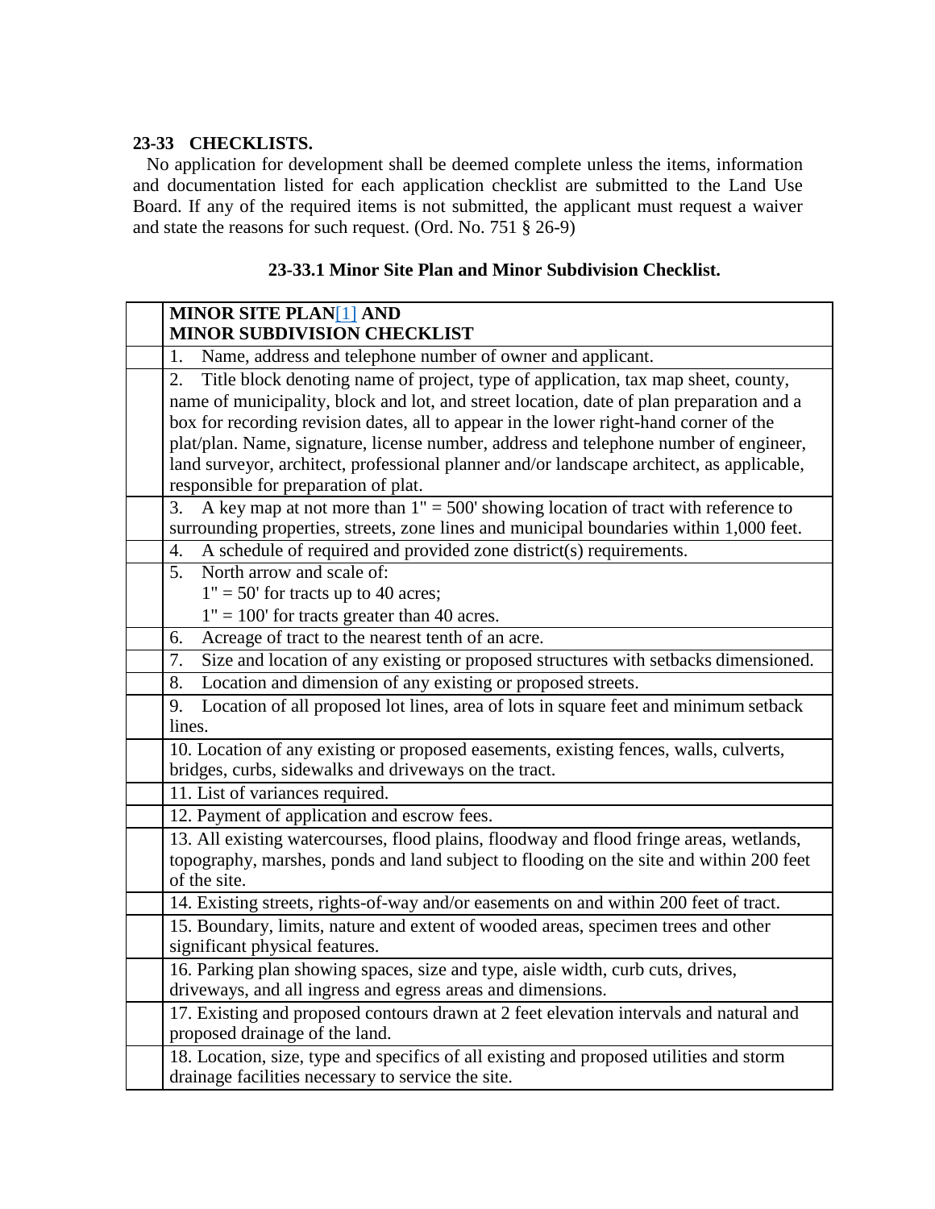## 23-33 CHECKLISTS.

No application for development shall be deemed complete unless the items, information and documentation listed for each application checklist are submitted to the Land Use Board. If any of the required items is not submitted, the applicant must request a waiver and state the reasons for such request. (Ord. No. 751 § 26-9)

### 23-33.1 Minor Site Plan and Minor Subdivision Checklist.

| | **MINOR SITE PLAN[1] AND MINOR SUBDIVISION CHECKLIST** |
|---|---|
| | 1. Name, address and telephone number of owner and applicant. |
| | 2. Title block denoting name of project, type of application, tax map sheet, county, name of municipality, block and lot, and street location, date of plan preparation and a box for recording revision dates, all to appear in the lower right-hand corner of the plat/plan. Name, signature, license number, address and telephone number of engineer, land surveyor, architect, professional planner and/or landscape architect, as applicable, responsible for preparation of plat. |
| | 3. A key map at not more than 1" = 500' showing location of tract with reference to surrounding properties, streets, zone lines and municipal boundaries within 1,000 feet. |
| | 4. A schedule of required and provided zone district(s) requirements. |
| | 5. North arrow and scale of:<br>1" = 50' for tracts up to 40 acres;<br>1" = 100' for tracts greater than 40 acres. |
| | 6. Acreage of tract to the nearest tenth of an acre. |
| | 7. Size and location of any existing or proposed structures with setbacks dimensioned. |
| | 8. Location and dimension of any existing or proposed streets. |
| | 9. Location of all proposed lot lines, area of lots in square feet and minimum setback lines. |
| | 10. Location of any existing or proposed easements, existing fences, walls, culverts, bridges, curbs, sidewalks and driveways on the tract. |
| | 11. List of variances required. |
| | 12. Payment of application and escrow fees. |
| | 13. All existing watercourses, flood plains, floodway and flood fringe areas, wetlands, topography, marshes, ponds and land subject to flooding on the site and within 200 feet of the site. |
| | 14. Existing streets, rights-of-way and/or easements on and within 200 feet of tract. |
| | 15. Boundary, limits, nature and extent of wooded areas, specimen trees and other significant physical features. |
| | 16. Parking plan showing spaces, size and type, aisle width, curb cuts, drives, driveways, and all ingress and egress areas and dimensions. |
| | 17. Existing and proposed contours drawn at 2 feet elevation intervals and natural and proposed drainage of the land. |
| | 18. Location, size, type and specifics of all existing and proposed utilities and storm drainage facilities necessary to service the site. |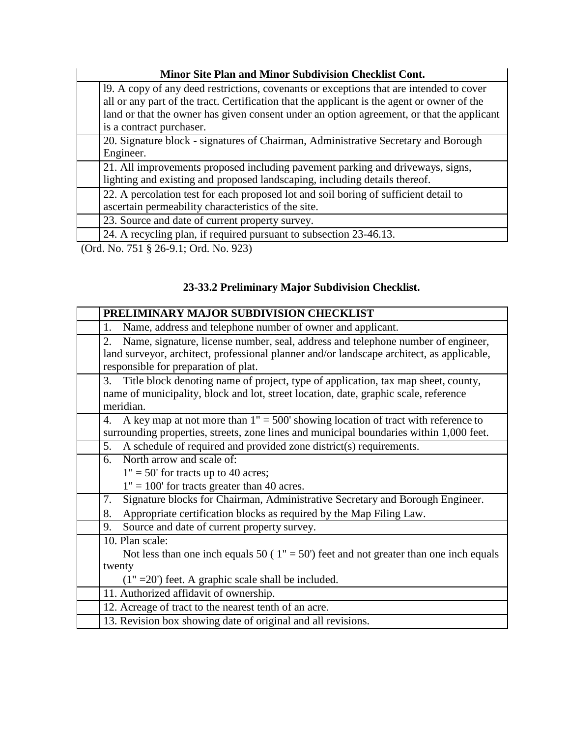| | Minor Site Plan and Minor Subdivision Checklist Cont. |
|---|---|
| | l9. A copy of any deed restrictions, covenants or exceptions that are intended to cover all or any part of the tract. Certification that the applicant is the agent or owner of the land or that the owner has given consent under an option agreement, or that the applicant is a contract purchaser. |
| | 20. Signature block - signatures of Chairman, Administrative Secretary and Borough Engineer. |
| | 21. All improvements proposed including pavement parking and driveways, signs, lighting and existing and proposed landscaping, including details thereof. |
| | 22. A percolation test for each proposed lot and soil boring of sufficient detail to ascertain permeability characteristics of the site. |
| | 23. Source and date of current property survey. |
| | 24. A recycling plan, if required pursuant to subsection 23-46.13. |

(Ord. No. 751 § 26-9.1; Ord. No. 923)

### 23-33.2 Preliminary Major Subdivision Checklist.

| | PRELIMINARY MAJOR SUBDIVISION CHECKLIST |
|---|---|
| | 1. Name, address and telephone number of owner and applicant. |
| | 2. Name, signature, license number, seal, address and telephone number of engineer, land surveyor, architect, professional planner and/or landscape architect, as applicable, responsible for preparation of plat. |
| | 3. Title block denoting name of project, type of application, tax map sheet, county, name of municipality, block and lot, street location, date, graphic scale, reference meridian. |
| | 4. A key map at not more than 1" = 500' showing location of tract with reference to surrounding properties, streets, zone lines and municipal boundaries within 1,000 feet. |
| | 5. A schedule of required and provided zone district(s) requirements. |
| | 6. North arrow and scale of:<br>1" = 50' for tracts up to 40 acres;<br>1" = 100' for tracts greater than 40 acres. |
| | 7. Signature blocks for Chairman, Administrative Secretary and Borough Engineer. |
| | 8. Appropriate certification blocks as required by the Map Filing Law. |
| | 9. Source and date of current property survey. |
| | 10. Plan scale:<br>Not less than one inch equals 50 ( 1" = 50') feet and not greater than one inch equals twenty<br>(1" =20') feet. A graphic scale shall be included. |
| | 11. Authorized affidavit of ownership. |
| | 12. Acreage of tract to the nearest tenth of an acre. |
| | 13. Revision box showing date of original and all revisions. |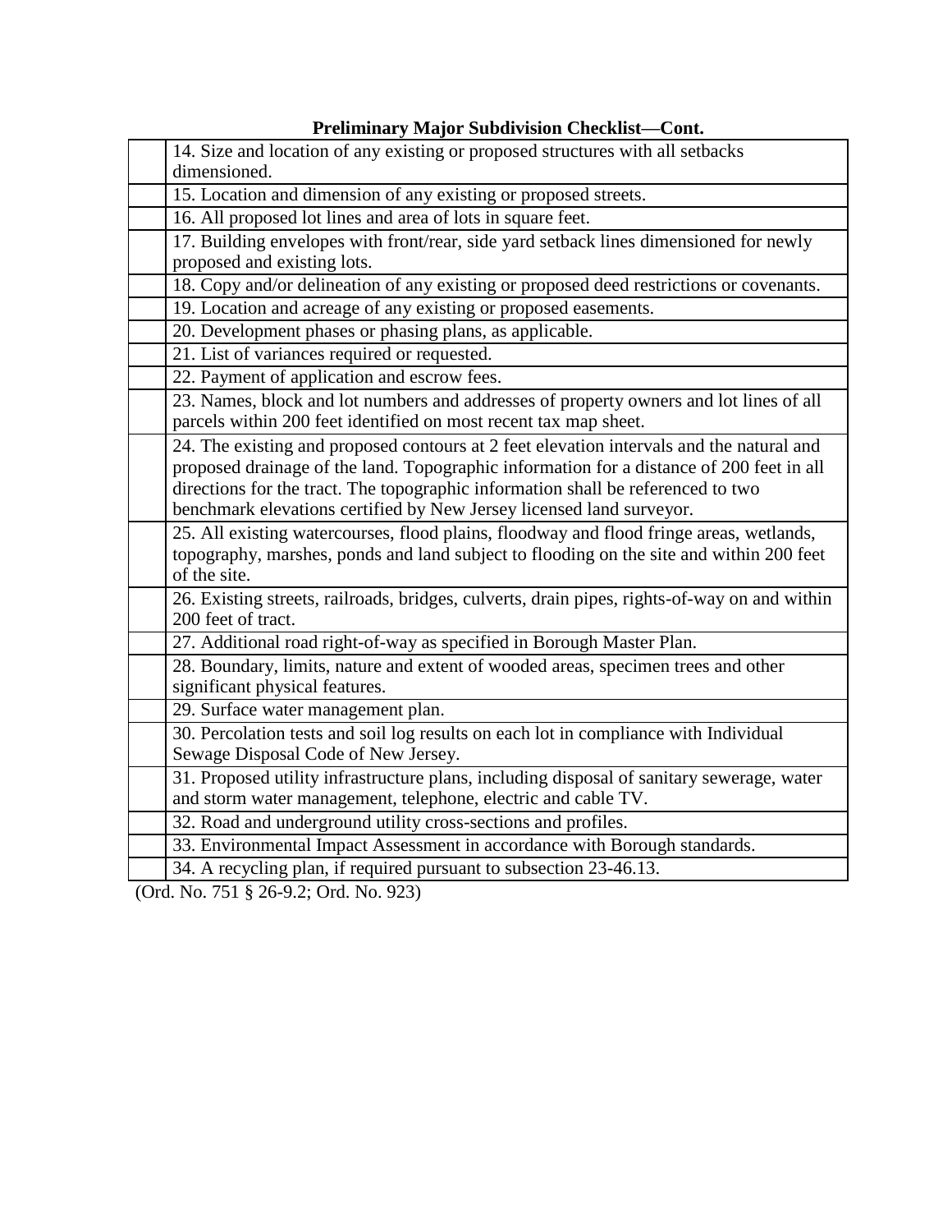**Preliminary Major Subdivision Checklist—Cont.**

| | |
|---|---|
| | 14. Size and location of any existing or proposed structures with all setbacks dimensioned. |
| | 15. Location and dimension of any existing or proposed streets. |
| | 16. All proposed lot lines and area of lots in square feet. |
| | 17. Building envelopes with front/rear, side yard setback lines dimensioned for newly proposed and existing lots. |
| | 18. Copy and/or delineation of any existing or proposed deed restrictions or covenants. |
| | 19. Location and acreage of any existing or proposed easements. |
| | 20. Development phases or phasing plans, as applicable. |
| | 21. List of variances required or requested. |
| | 22. Payment of application and escrow fees. |
| | 23. Names, block and lot numbers and addresses of property owners and lot lines of all parcels within 200 feet identified on most recent tax map sheet. |
| | 24. The existing and proposed contours at 2 feet elevation intervals and the natural and proposed drainage of the land. Topographic information for a distance of 200 feet in all directions for the tract. The topographic information shall be referenced to two benchmark elevations certified by New Jersey licensed land surveyor. |
| | 25. All existing watercourses, flood plains, floodway and flood fringe areas, wetlands, topography, marshes, ponds and land subject to flooding on the site and within 200 feet of the site. |
| | 26. Existing streets, railroads, bridges, culverts, drain pipes, rights-of-way on and within 200 feet of tract. |
| | 27. Additional road right-of-way as specified in Borough Master Plan. |
| | 28. Boundary, limits, nature and extent of wooded areas, specimen trees and other significant physical features. |
| | 29. Surface water management plan. |
| | 30. Percolation tests and soil log results on each lot in compliance with Individual Sewage Disposal Code of New Jersey. |
| | 31. Proposed utility infrastructure plans, including disposal of sanitary sewerage, water and storm water management, telephone, electric and cable TV. |
| | 32. Road and underground utility cross-sections and profiles. |
| | 33. Environmental Impact Assessment in accordance with Borough standards. |
| | 34. A recycling plan, if required pursuant to subsection 23-46.13. |

(Ord. No. 751 § 26-9.2; Ord. No. 923)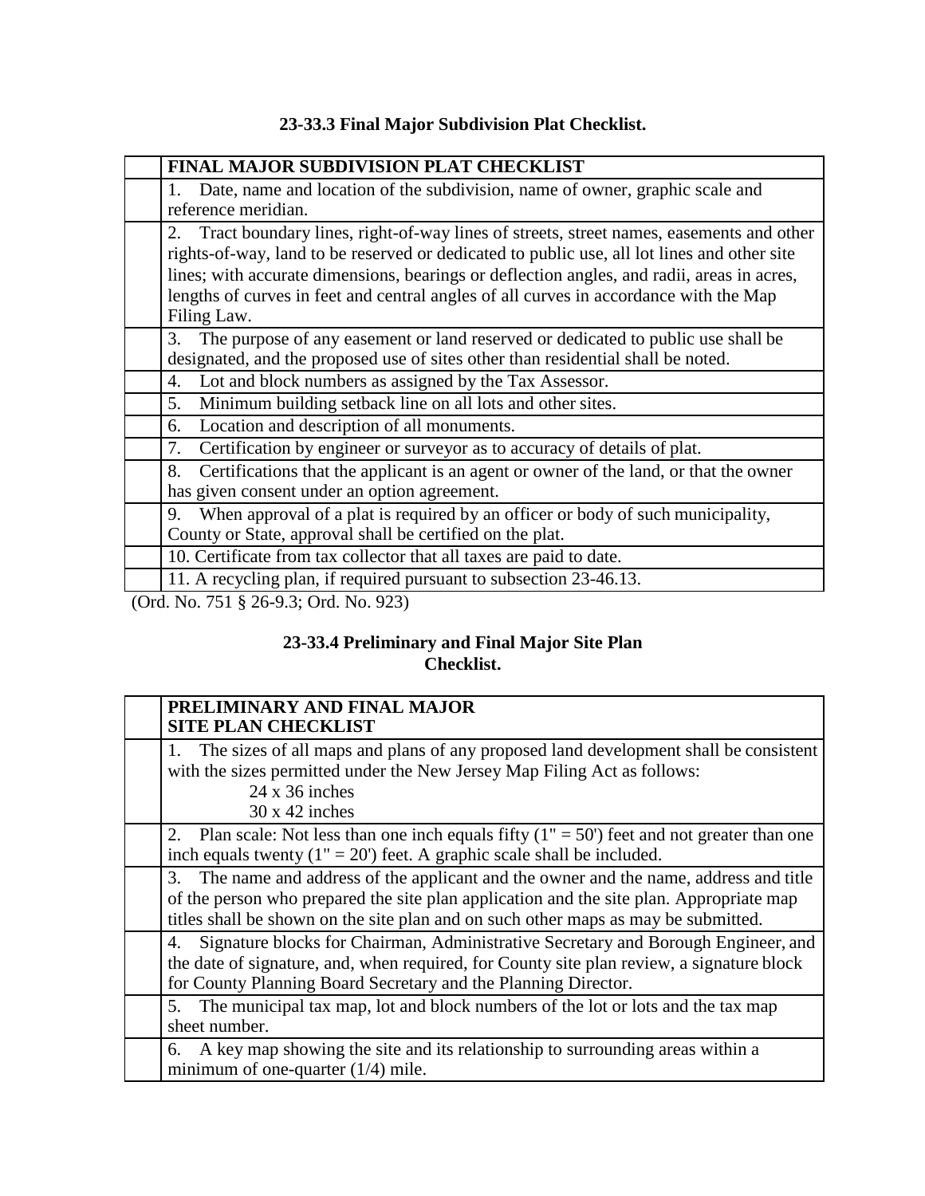### 23-33.3 Final Major Subdivision Plat Checklist.

| | FINAL MAJOR SUBDIVISION PLAT CHECKLIST |
|---|---|
| | 1. Date, name and location of the subdivision, name of owner, graphic scale and reference meridian. |
| | 2. Tract boundary lines, right-of-way lines of streets, street names, easements and other rights-of-way, land to be reserved or dedicated to public use, all lot lines and other site lines; with accurate dimensions, bearings or deflection angles, and radii, areas in acres, lengths of curves in feet and central angles of all curves in accordance with the Map Filing Law. |
| | 3. The purpose of any easement or land reserved or dedicated to public use shall be designated, and the proposed use of sites other than residential shall be noted. |
| | 4. Lot and block numbers as assigned by the Tax Assessor. |
| | 5. Minimum building setback line on all lots and other sites. |
| | 6. Location and description of all monuments. |
| | 7. Certification by engineer or surveyor as to accuracy of details of plat. |
| | 8. Certifications that the applicant is an agent or owner of the land, or that the owner has given consent under an option agreement. |
| | 9. When approval of a plat is required by an officer or body of such municipality, County or State, approval shall be certified on the plat. |
| | 10. Certificate from tax collector that all taxes are paid to date. |
| | 11. A recycling plan, if required pursuant to subsection 23-46.13. |

(Ord. No. 751 § 26-9.3; Ord. No. 923)

### 23-33.4 Preliminary and Final Major Site Plan Checklist.

| | PRELIMINARY AND FINAL MAJOR SITE PLAN CHECKLIST |
|---|---|
| | 1. The sizes of all maps and plans of any proposed land development shall be consistent with the sizes permitted under the New Jersey Map Filing Act as follows: 24 x 36 inches; 30 x 42 inches |
| | 2. Plan scale: Not less than one inch equals fifty (1" = 50') feet and not greater than one inch equals twenty (1" = 20') feet. A graphic scale shall be included. |
| | 3. The name and address of the applicant and the owner and the name, address and title of the person who prepared the site plan application and the site plan. Appropriate map titles shall be shown on the site plan and on such other maps as may be submitted. |
| | 4. Signature blocks for Chairman, Administrative Secretary and Borough Engineer, and the date of signature, and, when required, for County site plan review, a signature block for County Planning Board Secretary and the Planning Director. |
| | 5. The municipal tax map, lot and block numbers of the lot or lots and the tax map sheet number. |
| | 6. A key map showing the site and its relationship to surrounding areas within a minimum of one-quarter (1/4) mile. |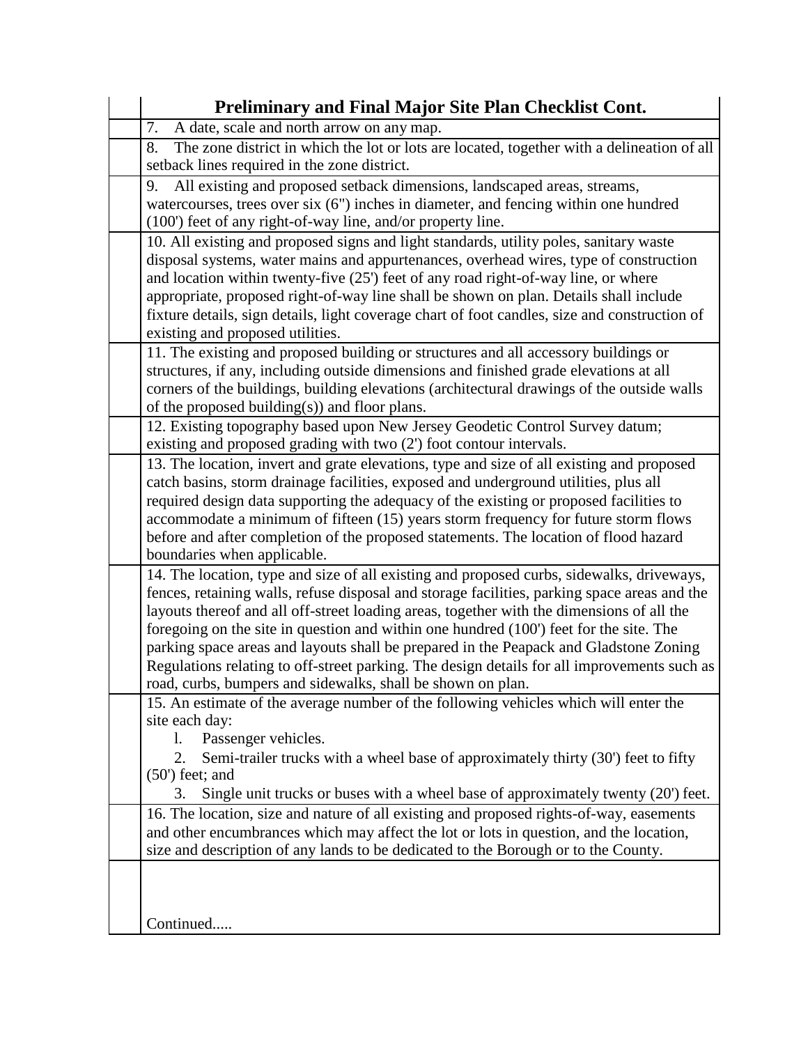| | Preliminary and Final Major Site Plan Checklist Cont. |
|---|---|
| | 7. A date, scale and north arrow on any map. |
| | 8. The zone district in which the lot or lots are located, together with a delineation of all setback lines required in the zone district. |
| | 9. All existing and proposed setback dimensions, landscaped areas, streams, watercourses, trees over six (6") inches in diameter, and fencing within one hundred (100') feet of any right-of-way line, and/or property line. |
| | 10. All existing and proposed signs and light standards, utility poles, sanitary waste disposal systems, water mains and appurtenances, overhead wires, type of construction and location within twenty-five (25') feet of any road right-of-way line, or where appropriate, proposed right-of-way line shall be shown on plan. Details shall include fixture details, sign details, light coverage chart of foot candles, size and construction of existing and proposed utilities. |
| | 11. The existing and proposed building or structures and all accessory buildings or structures, if any, including outside dimensions and finished grade elevations at all corners of the buildings, building elevations (architectural drawings of the outside walls of the proposed building(s)) and floor plans. |
| | 12. Existing topography based upon New Jersey Geodetic Control Survey datum; existing and proposed grading with two (2') foot contour intervals. |
| | 13. The location, invert and grate elevations, type and size of all existing and proposed catch basins, storm drainage facilities, exposed and underground utilities, plus all required design data supporting the adequacy of the existing or proposed facilities to accommodate a minimum of fifteen (15) years storm frequency for future storm flows before and after completion of the proposed statements. The location of flood hazard boundaries when applicable. |
| | 14. The location, type and size of all existing and proposed curbs, sidewalks, driveways, fences, retaining walls, refuse disposal and storage facilities, parking space areas and the layouts thereof and all off-street loading areas, together with the dimensions of all the foregoing on the site in question and within one hundred (100') feet for the site. The parking space areas and layouts shall be prepared in the Peapack and Gladstone Zoning Regulations relating to off-street parking. The design details for all improvements such as road, curbs, bumpers and sidewalks, shall be shown on plan. |
| | 15. An estimate of the average number of the following vehicles which will enter the site each day:<br>l. Passenger vehicles.<br>2. Semi-trailer trucks with a wheel base of approximately thirty (30') feet to fifty (50') feet; and<br>3. Single unit trucks or buses with a wheel base of approximately twenty (20') feet. |
| | 16. The location, size and nature of all existing and proposed rights-of-way, easements and other encumbrances which may affect the lot or lots in question, and the location, size and description of any lands to be dedicated to the Borough or to the County. |
| | Continued..... |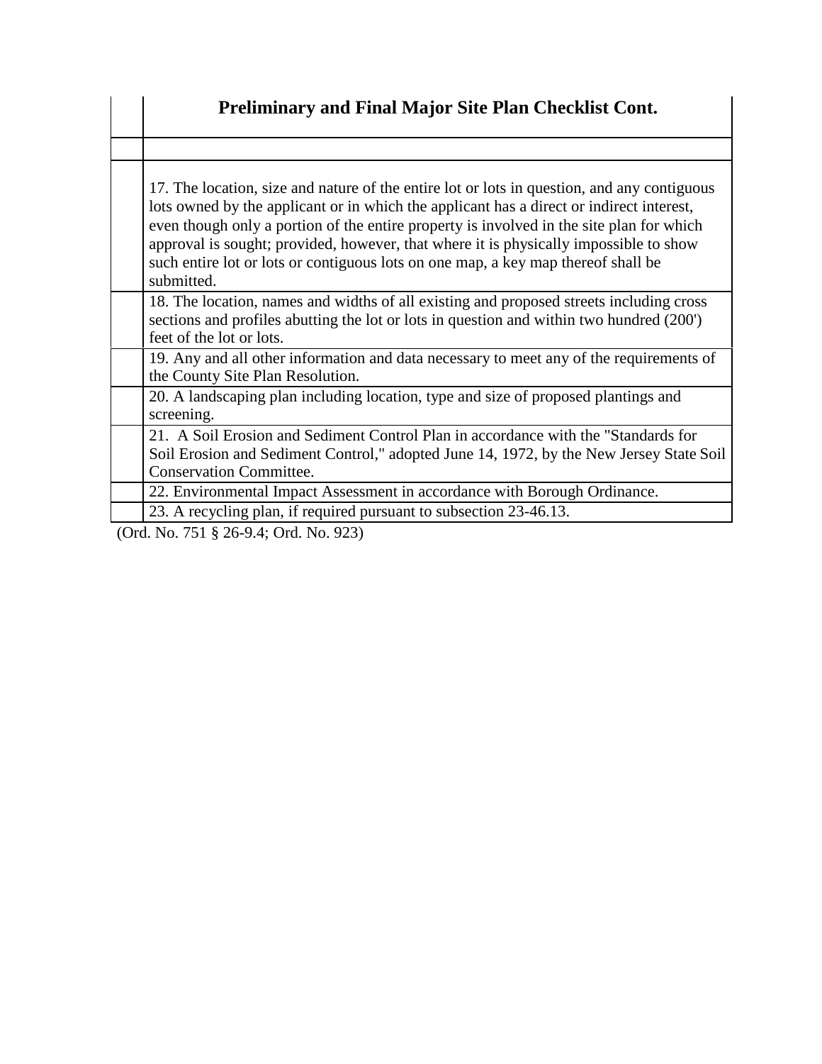| | Preliminary and Final Major Site Plan Checklist Cont. |
|---|---|
| | |
| | 17. The location, size and nature of the entire lot or lots in question, and any contiguous lots owned by the applicant or in which the applicant has a direct or indirect interest, even though only a portion of the entire property is involved in the site plan for which approval is sought; provided, however, that where it is physically impossible to show such entire lot or lots or contiguous lots on one map, a key map thereof shall be submitted. |
| | 18. The location, names and widths of all existing and proposed streets including cross sections and profiles abutting the lot or lots in question and within two hundred (200') feet of the lot or lots. |
| | 19. Any and all other information and data necessary to meet any of the requirements of the County Site Plan Resolution. |
| | 20. A landscaping plan including location, type and size of proposed plantings and screening. |
| | 21. A Soil Erosion and Sediment Control Plan in accordance with the "Standards for Soil Erosion and Sediment Control," adopted June 14, 1972, by the New Jersey State Soil Conservation Committee. |
| | 22. Environmental Impact Assessment in accordance with Borough Ordinance. |
| | 23. A recycling plan, if required pursuant to subsection 23-46.13. |

(Ord. No. 751 § 26-9.4; Ord. No. 923)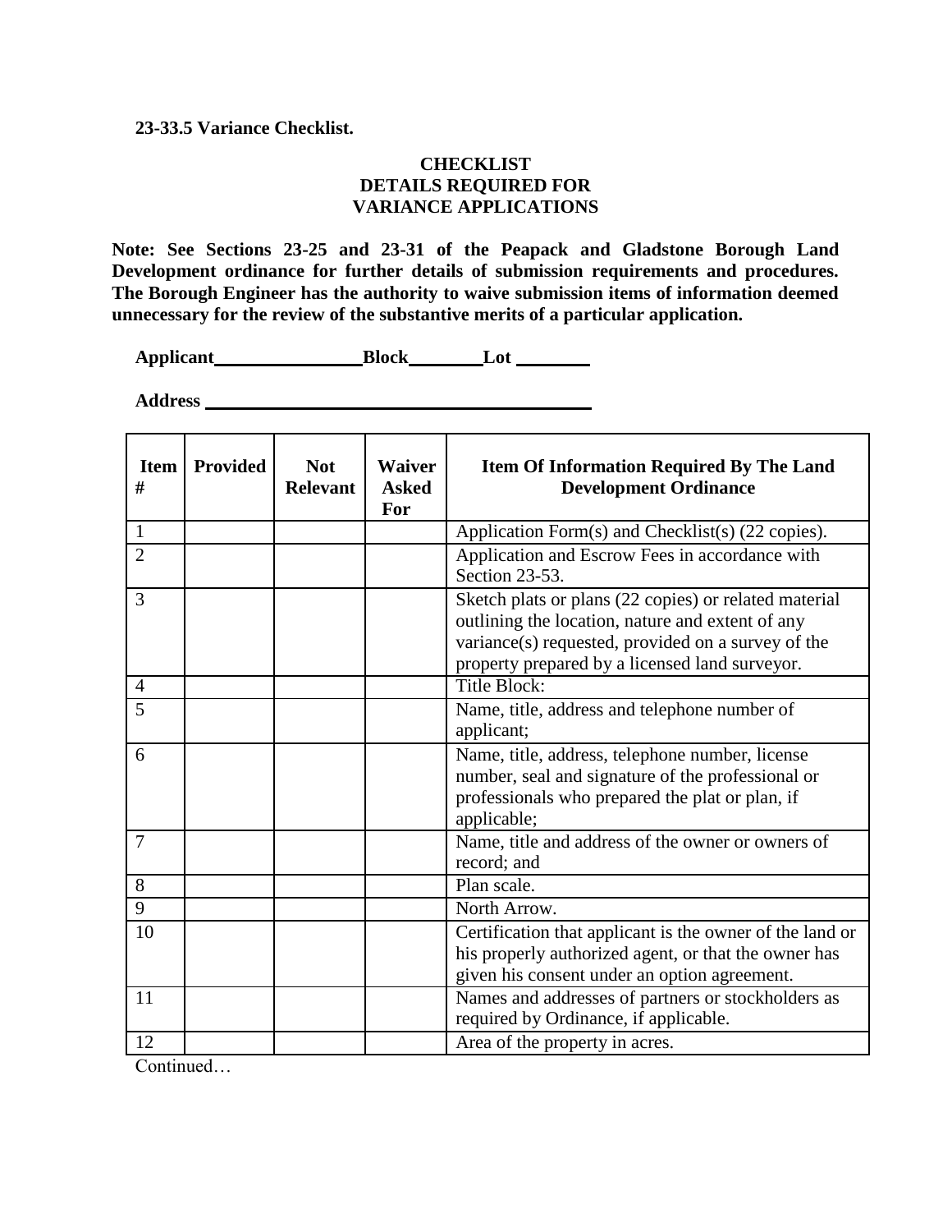**23-33.5 Variance Checklist.**

### CHECKLIST
### DETAILS REQUIRED FOR
### VARIANCE APPLICATIONS

**Note: See Sections 23-25 and 23-31 of the Peapack and Gladstone Borough Land Development ordinance for further details of submission requirements and procedures. The Borough Engineer has the authority to waive submission items of information deemed unnecessary for the review of the substantive merits of a particular application.**

**Applicant**\_\_\_\_\_\_\_\_\_\_\_\_\_\_\_\_ **Block**\_\_\_\_\_\_\_\_ **Lot** \_\_\_\_\_\_\_\_

**Address** \_\_\_\_\_\_\_\_\_\_\_\_\_\_\_\_\_\_\_\_\_\_\_\_\_\_\_\_\_\_\_\_\_\_\_\_\_\_\_\_\_\_

| Item # | Provided | Not Relevant | Waiver Asked For | Item Of Information Required By The Land Development Ordinance |
|---|---|---|---|---|
| 1 | | | | Application Form(s) and Checklist(s) (22 copies). |
| 2 | | | | Application and Escrow Fees in accordance with Section 23-53. |
| 3 | | | | Sketch plats or plans (22 copies) or related material outlining the location, nature and extent of any variance(s) requested, provided on a survey of the property prepared by a licensed land surveyor. |
| 4 | | | | Title Block: |
| 5 | | | | Name, title, address and telephone number of applicant; |
| 6 | | | | Name, title, address, telephone number, license number, seal and signature of the professional or professionals who prepared the plat or plan, if applicable; |
| 7 | | | | Name, title and address of the owner or owners of record; and |
| 8 | | | | Plan scale. |
| 9 | | | | North Arrow. |
| 10 | | | | Certification that applicant is the owner of the land or his properly authorized agent, or that the owner has given his consent under an option agreement. |
| 11 | | | | Names and addresses of partners or stockholders as required by Ordinance, if applicable. |
| 12 | | | | Area of the property in acres. |

Continued…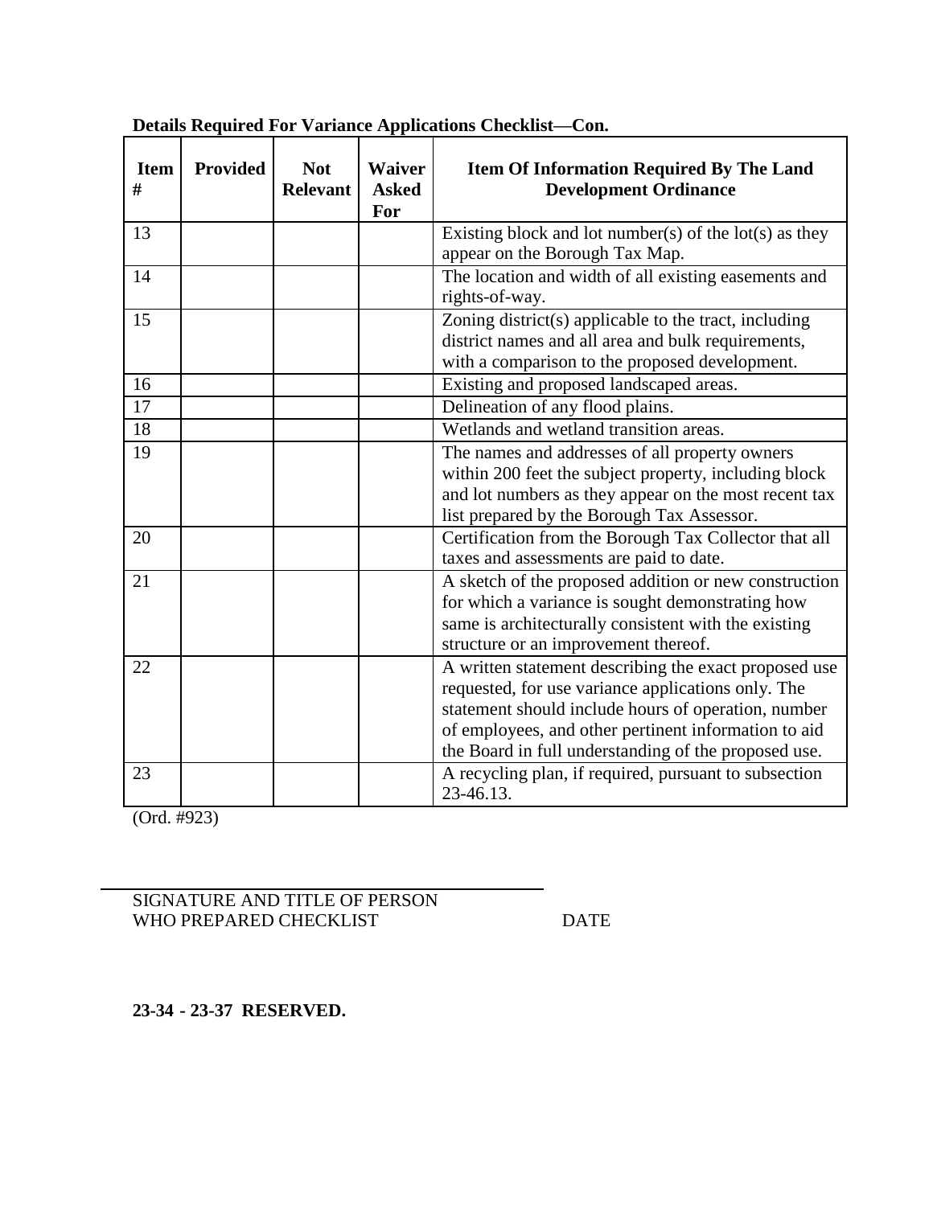**Details Required For Variance Applications Checklist—Con.**

| Item # | Provided | Not Relevant | Waiver Asked For | Item Of Information Required By The Land Development Ordinance |
|---|---|---|---|---|
| 13 | | | | Existing block and lot number(s) of the lot(s) as they appear on the Borough Tax Map. |
| 14 | | | | The location and width of all existing easements and rights-of-way. |
| 15 | | | | Zoning district(s) applicable to the tract, including district names and all area and bulk requirements, with a comparison to the proposed development. |
| 16 | | | | Existing and proposed landscaped areas. |
| 17 | | | | Delineation of any flood plains. |
| 18 | | | | Wetlands and wetland transition areas. |
| 19 | | | | The names and addresses of all property owners within 200 feet the subject property, including block and lot numbers as they appear on the most recent tax list prepared by the Borough Tax Assessor. |
| 20 | | | | Certification from the Borough Tax Collector that all taxes and assessments are paid to date. |
| 21 | | | | A sketch of the proposed addition or new construction for which a variance is sought demonstrating how same is architecturally consistent with the existing structure or an improvement thereof. |
| 22 | | | | A written statement describing the exact proposed use requested, for use variance applications only. The statement should include hours of operation, number of employees, and other pertinent information to aid the Board in full understanding of the proposed use. |
| 23 | | | | A recycling plan, if required, pursuant to subsection 23-46.13. |

(Ord. #923)

SIGNATURE AND TITLE OF PERSON WHO PREPARED CHECKLIST

DATE

**23-34 - 23-37 RESERVED.**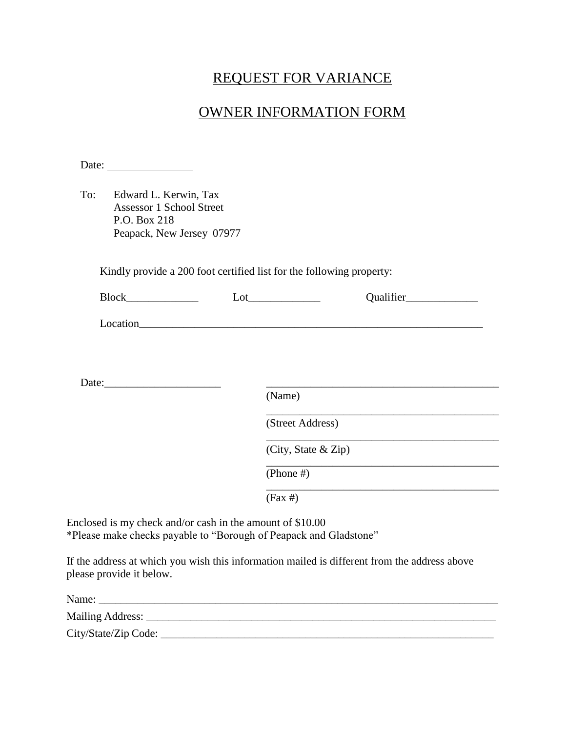# REQUEST FOR VARIANCE

# OWNER INFORMATION FORM

Date: _______________

To: Edward L. Kerwin, Tax
Assessor 1 School Street
P.O. Box 218
Peapack, New Jersey 07977

Kindly provide a 200 foot certified list for the following property:

Block_____________ Lot_____________ Qualifier_____________

Location_________________________________________________________________

Date:_____________________

___________________________________________
(Name)

___________________________________________
(Street Address)

___________________________________________
(City, State & Zip)

___________________________________________
(Phone #)

___________________________________________
(Fax #)

Enclosed is my check and/or cash in the amount of $10.00
*Please make checks payable to "Borough of Peapack and Gladstone"

If the address at which you wish this information mailed is different from the address above please provide it below.

Name: ___________________________________________________________________________

Mailing Address: _________________________________________________________________

City/State/Zip Code: ______________________________________________________________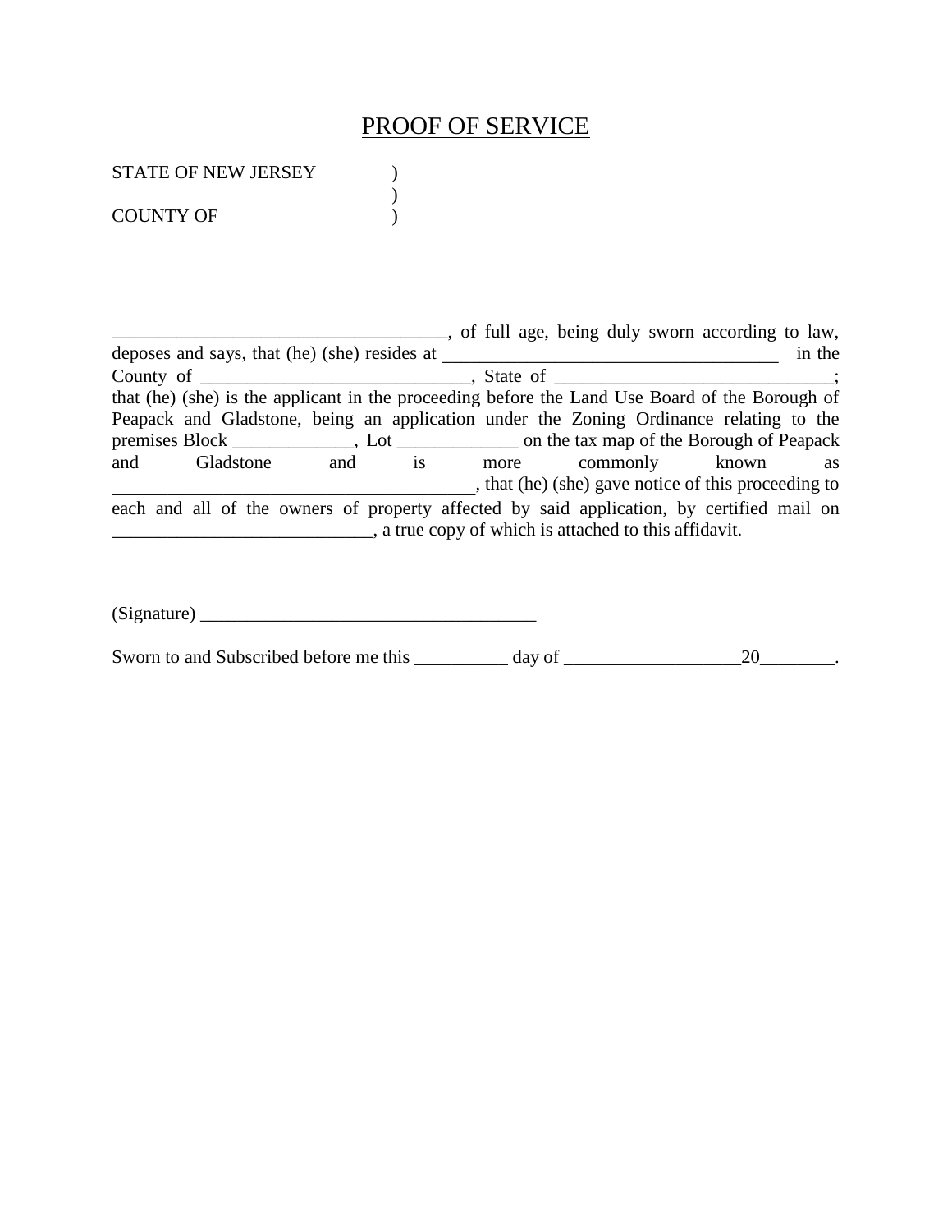# PROOF OF SERVICE

STATE OF NEW JERSEY )
)
COUNTY OF )

____________________________________, of full age, being duly sworn according to law, deposes and says, that (he) (she) resides at ____________________________________ in the County of ____________________________, State of ______________________________; that (he) (she) is the applicant in the proceeding before the Land Use Board of the Borough of Peapack and Gladstone, being an application under the Zoning Ordinance relating to the premises Block _____________, Lot _____________ on the tax map of the Borough of Peapack and Gladstone and is more commonly known as ______________________________________, that (he) (she) gave notice of this proceeding to each and all of the owners of property affected by said application, by certified mail on ____________________________, a true copy of which is attached to this affidavit.

(Signature) ____________________________________

Sworn to and Subscribed before me this __________ day of ___________________20________.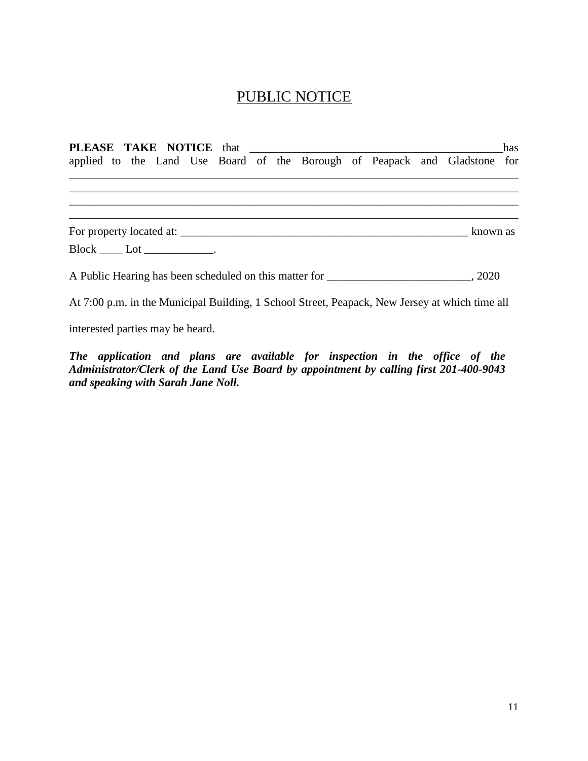# PUBLIC NOTICE

**PLEASE TAKE NOTICE** that _____________________________________________has applied to the Land Use Board of the Borough of Peapack and Gladstone for ______________________________________________________________________________
______________________________________________________________________________
______________________________________________________________________________
______________________________________________________________________________

For property located at: ____________________________________________________ known as Block ____ Lot ____________.

A Public Hearing has been scheduled on this matter for _________________________, 2020

At 7:00 p.m. in the Municipal Building, 1 School Street, Peapack, New Jersey at which time all interested parties may be heard.

***The application and plans are available for inspection in the office of the Administrator/Clerk of the Land Use Board by appointment by calling first 201-400-9043 and speaking with Sarah Jane Noll.***